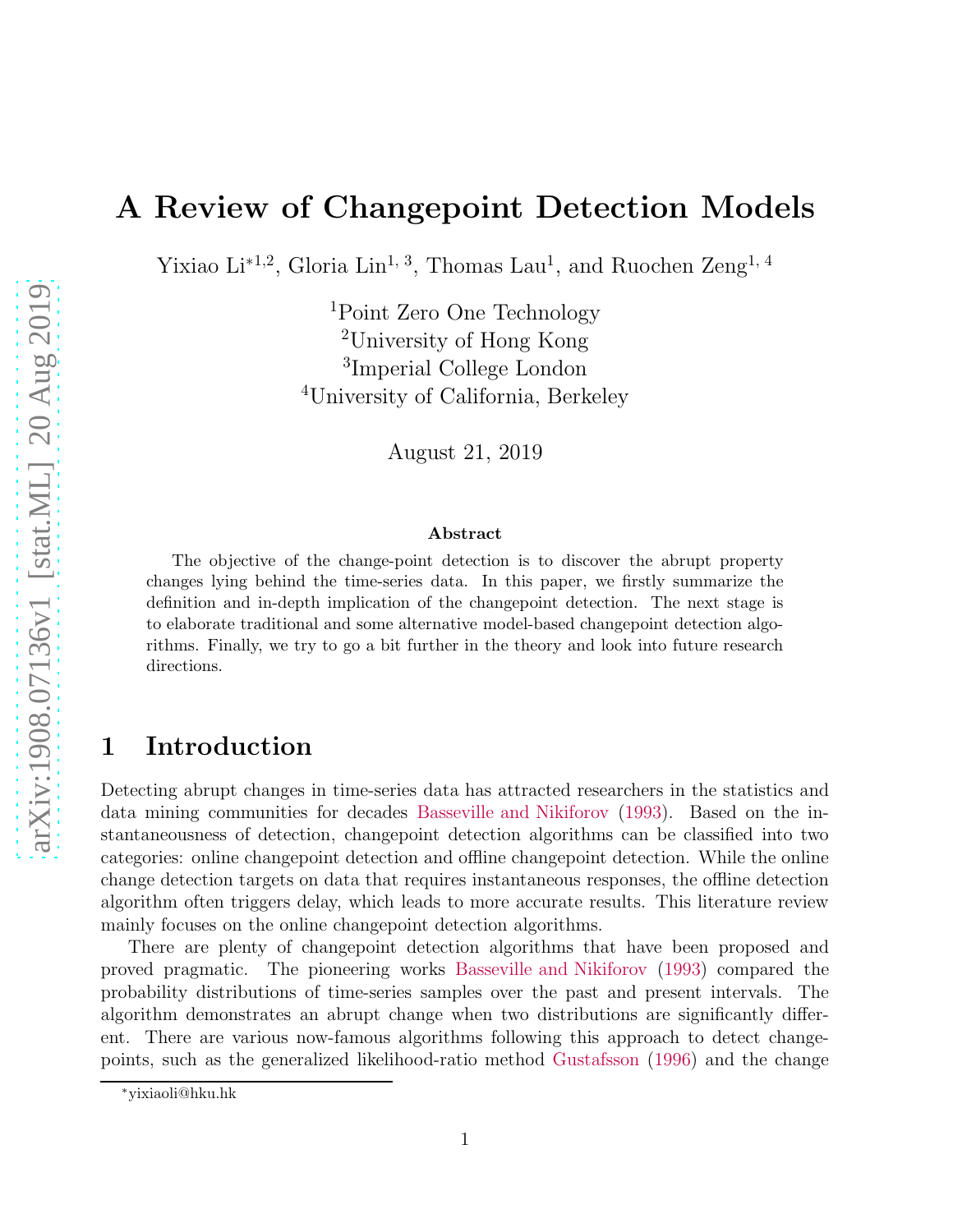# A Review of Changepoint Detection Models

Yixiao Li[*1,2], Gloria Lin[1, 3], Thomas Lau[1], and Ruochen Zeng[1, 4]

[1]Point Zero One Technology
[2]University of Hong Kong
[3]Imperial College London
[4]University of California, Berkeley

August 21, 2019

### Abstract

The objective of the change-point detection is to discover the abrupt property changes lying behind the time-series data. In this paper, we firstly summarize the definition and in-depth implication of the changepoint detection. The next stage is to elaborate traditional and some alternative model-based changepoint detection algorithms. Finally, we try to go a bit further in the theory and look into future research directions.

## 1 Introduction

Detecting abrupt changes in time-series data has attracted researchers in the statistics and data mining communities for decades Basseville and Nikiforov (1993). Based on the instantaneousness of detection, changepoint detection algorithms can be classified into two categories: online changepoint detection and offline changepoint detection. While the online change detection targets on data that requires instantaneous responses, the offline detection algorithm often triggers delay, which leads to more accurate results. This literature review mainly focuses on the online changepoint detection algorithms.

There are plenty of changepoint detection algorithms that have been proposed and proved pragmatic. The pioneering works Basseville and Nikiforov (1993) compared the probability distributions of time-series samples over the past and present intervals. The algorithm demonstrates an abrupt change when two distributions are significantly different. There are various now-famous algorithms following this approach to detect changepoints, such as the generalized likelihood-ratio method Gustafsson (1996) and the change

[*]yixiaoli@hku.hk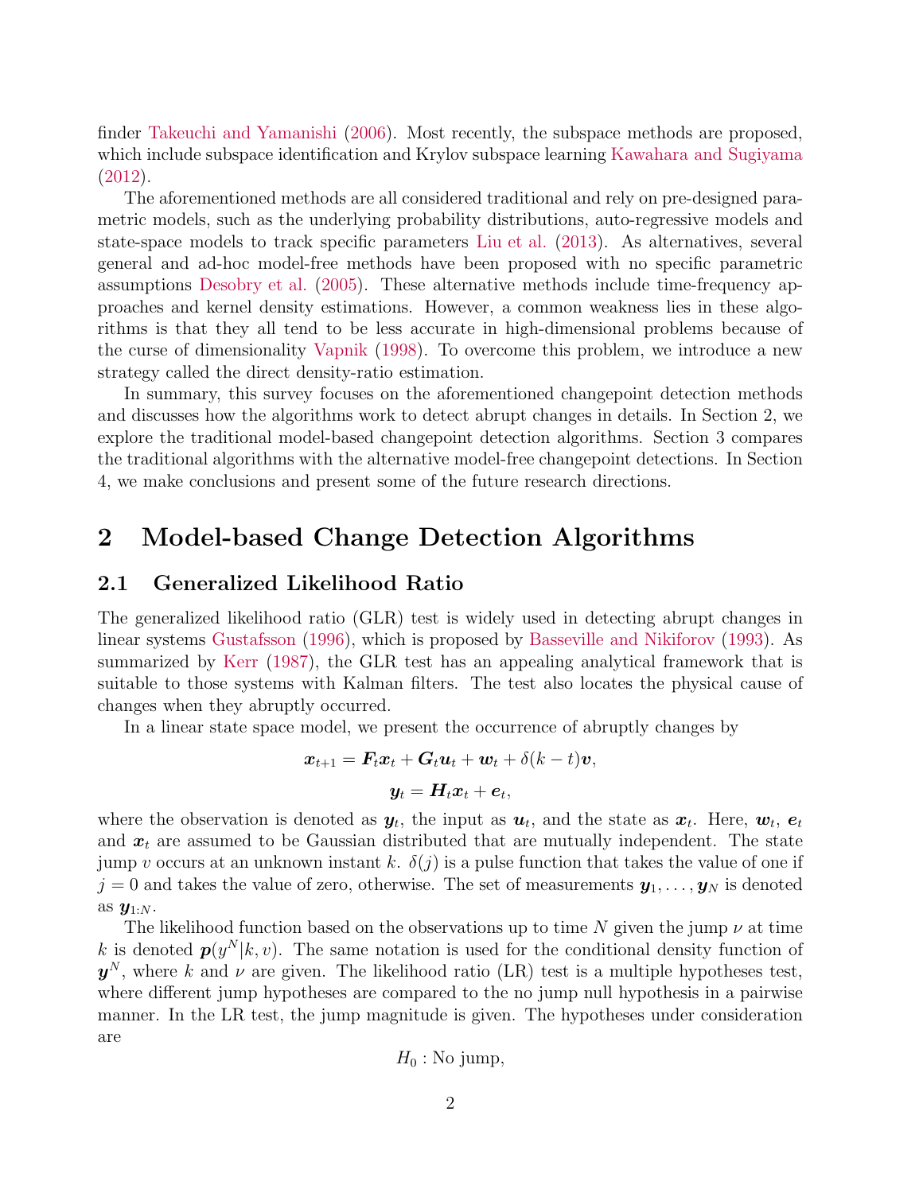finder Takeuchi and Yamanishi (2006). Most recently, the subspace methods are proposed, which include subspace identification and Krylov subspace learning Kawahara and Sugiyama (2012).

The aforementioned methods are all considered traditional and rely on pre-designed parametric models, such as the underlying probability distributions, auto-regressive models and state-space models to track specific parameters Liu et al. (2013). As alternatives, several general and ad-hoc model-free methods have been proposed with no specific parametric assumptions Desobry et al. (2005). These alternative methods include time-frequency approaches and kernel density estimations. However, a common weakness lies in these algorithms is that they all tend to be less accurate in high-dimensional problems because of the curse of dimensionality Vapnik (1998). To overcome this problem, we introduce a new strategy called the direct density-ratio estimation.

In summary, this survey focuses on the aforementioned changepoint detection methods and discusses how the algorithms work to detect abrupt changes in details. In Section 2, we explore the traditional model-based changepoint detection algorithms. Section 3 compares the traditional algorithms with the alternative model-free changepoint detections. In Section 4, we make conclusions and present some of the future research directions.

# 2 Model-based Change Detection Algorithms

## 2.1 Generalized Likelihood Ratio

The generalized likelihood ratio (GLR) test is widely used in detecting abrupt changes in linear systems Gustafsson (1996), which is proposed by Basseville and Nikiforov (1993). As summarized by Kerr (1987), the GLR test has an appealing analytical framework that is suitable to those systems with Kalman filters. The test also locates the physical cause of changes when they abruptly occurred.

In a linear state space model, we present the occurrence of abruptly changes by

$$\boldsymbol{x}_{t+1} = \boldsymbol{F}_t \boldsymbol{x}_t + \boldsymbol{G}_t \boldsymbol{u}_t + \boldsymbol{w}_t + \delta(k-t)\boldsymbol{v},$$

$$\boldsymbol{y}_t = \boldsymbol{H}_t \boldsymbol{x}_t + \boldsymbol{e}_t,$$

where the observation is denoted as $\boldsymbol{y}_t$, the input as $\boldsymbol{u}_t$, and the state as $\boldsymbol{x}_t$. Here, $\boldsymbol{w}_t$, $\boldsymbol{e}_t$ and $\boldsymbol{x}_t$ are assumed to be Gaussian distributed that are mutually independent. The state jump $v$ occurs at an unknown instant $k$. $\delta(j)$ is a pulse function that takes the value of one if $j = 0$ and takes the value of zero, otherwise. The set of measurements $\boldsymbol{y}_1, \ldots, \boldsymbol{y}_N$ is denoted as $\boldsymbol{y}_{1:N}$.

The likelihood function based on the observations up to time $N$ given the jump $\nu$ at time $k$ is denoted $\boldsymbol{p}(y^N|k, v)$. The same notation is used for the conditional density function of $\boldsymbol{y}^N$, where $k$ and $\nu$ are given. The likelihood ratio (LR) test is a multiple hypotheses test, where different jump hypotheses are compared to the no jump null hypothesis in a pairwise manner. In the LR test, the jump magnitude is given. The hypotheses under consideration are

$$H_0 : \text{No jump},$$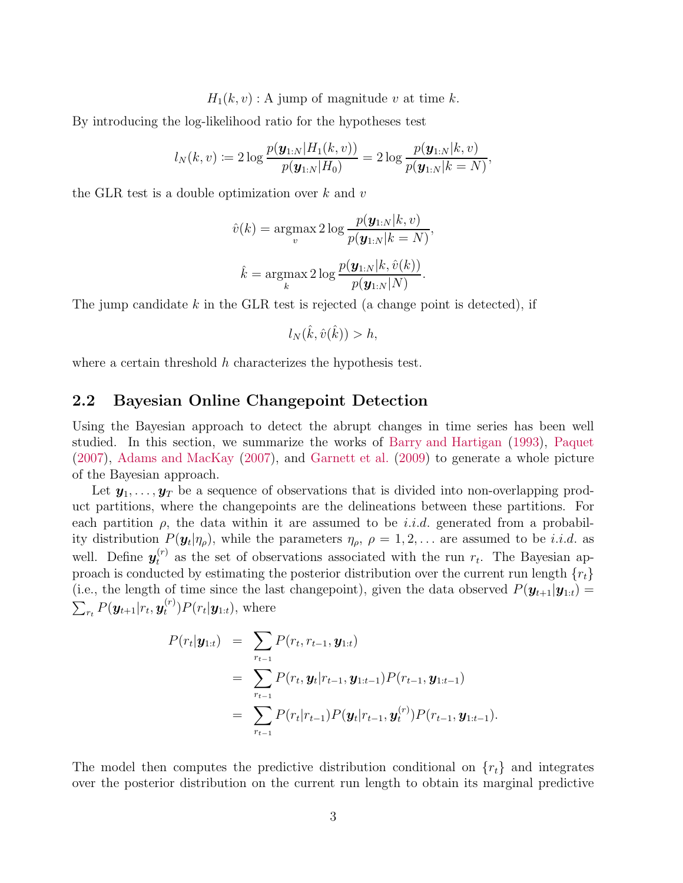$$H_1(k, v) : \text{A jump of magnitude } v \text{ at time } k.$$

By introducing the log-likelihood ratio for the hypotheses test

$$l_N(k, v) := 2 \log \frac{p(\boldsymbol{y}_{1:N}|H_1(k, v))}{p(\boldsymbol{y}_{1:N}|H_0)} = 2 \log \frac{p(\boldsymbol{y}_{1:N}|k, v)}{p(\boldsymbol{y}_{1:N}|k = N)},$$

the GLR test is a double optimization over $k$ and $v$

$$\hat{v}(k) = \underset{v}{\operatorname{argmax}}\, 2 \log \frac{p(\boldsymbol{y}_{1:N}|k, v)}{p(\boldsymbol{y}_{1:N}|k = N)},$$

$$\hat{k} = \underset{k}{\operatorname{argmax}}\, 2 \log \frac{p(\boldsymbol{y}_{1:N}|k, \hat{v}(k))}{p(\boldsymbol{y}_{1:N}|N)}.$$

The jump candidate $k$ in the GLR test is rejected (a change point is detected), if

$$l_N(\hat{k}, \hat{v}(\hat{k})) > h,$$

where a certain threshold $h$ characterizes the hypothesis test.

## 2.2 Bayesian Online Changepoint Detection

Using the Bayesian approach to detect the abrupt changes in time series has been well studied. In this section, we summarize the works of Barry and Hartigan (1993), Paquet (2007), Adams and MacKay (2007), and Garnett et al. (2009) to generate a whole picture of the Bayesian approach.

Let $\boldsymbol{y}_1, \ldots, \boldsymbol{y}_T$ be a sequence of observations that is divided into non-overlapping product partitions, where the changepoints are the delineations between these partitions. For each partition $\rho$, the data within it are assumed to be *i.i.d.* generated from a probability distribution $P(\boldsymbol{y}_t|\eta_\rho)$, while the parameters $\eta_\rho$, $\rho = 1, 2, \ldots$ are assumed to be *i.i.d.* as well. Define $\boldsymbol{y}_t^{(r)}$ as the set of observations associated with the run $r_t$. The Bayesian approach is conducted by estimating the posterior distribution over the current run length $\{r_t\}$ (i.e., the length of time since the last changepoint), given the data observed $P(\boldsymbol{y}_{t+1}|\boldsymbol{y}_{1:t}) = \sum_{r_t} P(\boldsymbol{y}_{t+1}|r_t, \boldsymbol{y}_t^{(r)})P(r_t|\boldsymbol{y}_{1:t})$, where

$$\begin{aligned}
P(r_t|\boldsymbol{y}_{1:t}) &= \sum_{r_{t-1}} P(r_t, r_{t-1}, \boldsymbol{y}_{1:t}) \\
&= \sum_{r_{t-1}} P(r_t, \boldsymbol{y}_t|r_{t-1}, \boldsymbol{y}_{1:t-1})P(r_{t-1}, \boldsymbol{y}_{1:t-1}) \\
&= \sum_{r_{t-1}} P(r_t|r_{t-1})P(\boldsymbol{y}_t|r_{t-1}, \boldsymbol{y}_t^{(r)})P(r_{t-1}, \boldsymbol{y}_{1:t-1}).
\end{aligned}$$

The model then computes the predictive distribution conditional on $\{r_t\}$ and integrates over the posterior distribution on the current run length to obtain its marginal predictive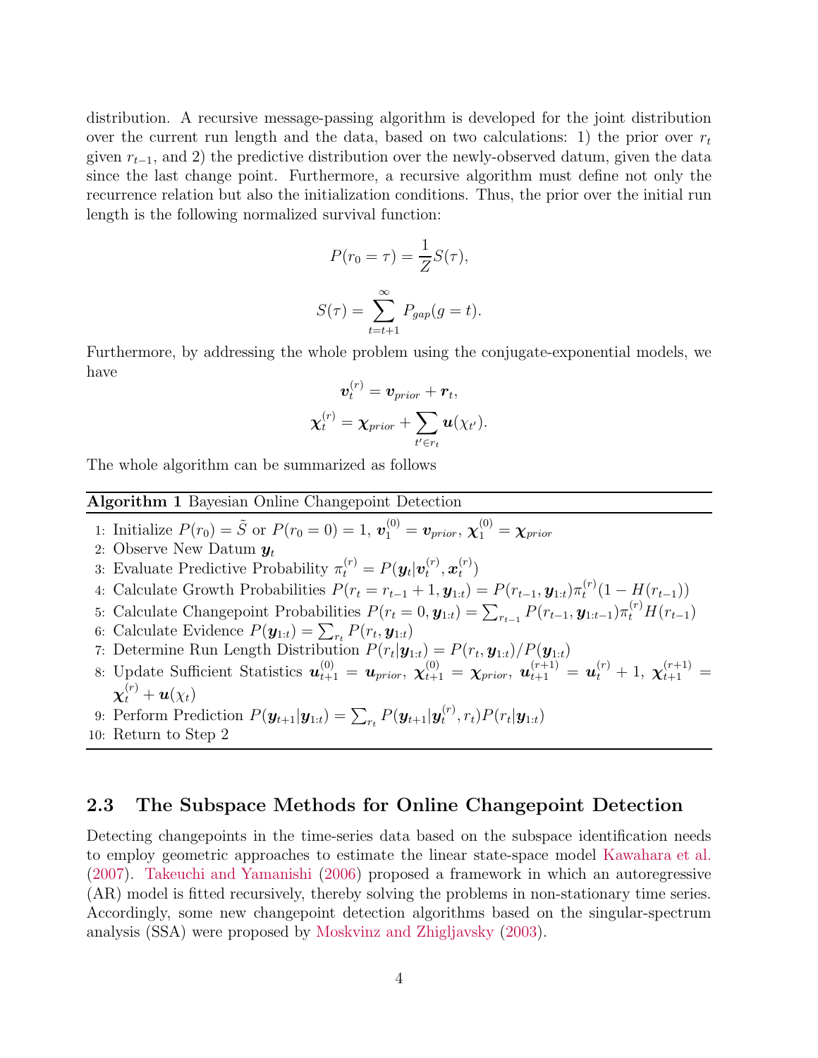distribution. A recursive message-passing algorithm is developed for the joint distribution over the current run length and the data, based on two calculations: 1) the prior over $r_t$ given $r_{t-1}$, and 2) the predictive distribution over the newly-observed datum, given the data since the last change point. Furthermore, a recursive algorithm must define not only the recurrence relation but also the initialization conditions. Thus, the prior over the initial run length is the following normalized survival function:

$$P(r_0 = \tau) = \frac{1}{Z} S(\tau),$$

$$S(\tau) = \sum_{t=t+1}^{\infty} P_{gap}(g = t).$$

Furthermore, by addressing the whole problem using the conjugate-exponential models, we have

$$\boldsymbol{v}_t^{(r)} = \boldsymbol{v}_{prior} + \boldsymbol{r}_t,$$

$$\boldsymbol{\chi}_t^{(r)} = \boldsymbol{\chi}_{prior} + \sum_{t' \in r_t} \boldsymbol{u}(\chi_{t'}).$$

The whole algorithm can be summarized as follows

**Algorithm 1** Bayesian Online Changepoint Detection

1: Initialize $P(r_0) = \tilde{S}$ or $P(r_0 = 0) = 1$, $\boldsymbol{v}_1^{(0)} = \boldsymbol{v}_{prior}$, $\boldsymbol{\chi}_1^{(0)} = \boldsymbol{\chi}_{prior}$
2: Observe New Datum $\boldsymbol{y}_t$
3: Evaluate Predictive Probability $\pi_t^{(r)} = P(\boldsymbol{y}_t | \boldsymbol{v}_t^{(r)}, \boldsymbol{x}_t^{(r)})$
4: Calculate Growth Probabilities $P(r_t = r_{t-1} + 1, \boldsymbol{y}_{1:t}) = P(r_{t-1}, \boldsymbol{y}_{1:t}) \pi_t^{(r)} (1 - H(r_{t-1}))$
5: Calculate Changepoint Probabilities $P(r_t = 0, \boldsymbol{y}_{1:t}) = \sum_{r_{t-1}} P(r_{t-1}, \boldsymbol{y}_{1:t-1}) \pi_t^{(r)} H(r_{t-1})$
6: Calculate Evidence $P(\boldsymbol{y}_{1:t}) = \sum_{r_t} P(r_t, \boldsymbol{y}_{1:t})$
7: Determine Run Length Distribution $P(r_t | \boldsymbol{y}_{1:t}) = P(r_t, \boldsymbol{y}_{1:t}) / P(\boldsymbol{y}_{1:t})$
8: Update Sufficient Statistics $\boldsymbol{u}_{t+1}^{(0)} = \boldsymbol{u}_{prior}$, $\boldsymbol{\chi}_{t+1}^{(0)} = \boldsymbol{\chi}_{prior}$, $\boldsymbol{u}_{t+1}^{(r+1)} = \boldsymbol{u}_t^{(r)} + 1$, $\boldsymbol{\chi}_{t+1}^{(r+1)} = \boldsymbol{\chi}_t^{(r)} + \boldsymbol{u}(\chi_t)$
9: Perform Prediction $P(\boldsymbol{y}_{t+1} | \boldsymbol{y}_{1:t}) = \sum_{r_t} P(\boldsymbol{y}_{t+1} | \boldsymbol{y}_t^{(r)}, r_t) P(r_t | \boldsymbol{y}_{1:t})$
10: Return to Step 2

## 2.3 The Subspace Methods for Online Changepoint Detection

Detecting changepoints in the time-series data based on the subspace identification needs to employ geometric approaches to estimate the linear state-space model Kawahara et al. (2007). Takeuchi and Yamanishi (2006) proposed a framework in which an autoregressive (AR) model is fitted recursively, thereby solving the problems in non-stationary time series. Accordingly, some new changepoint detection algorithms based on the singular-spectrum analysis (SSA) were proposed by Moskvinz and Zhigljavsky (2003).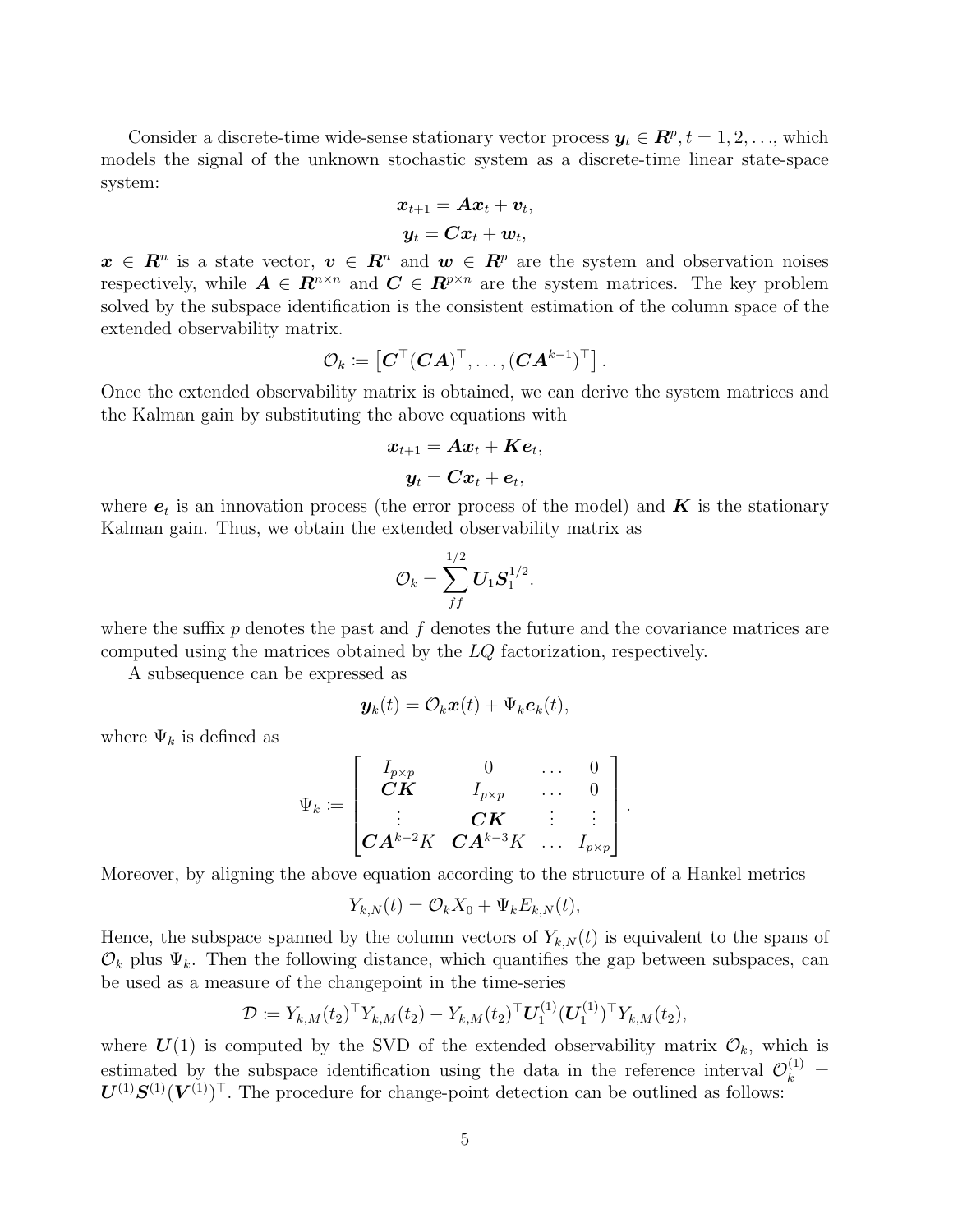Consider a discrete-time wide-sense stationary vector process $\boldsymbol{y}_t \in \boldsymbol{R}^p, t = 1, 2, \ldots$, which models the signal of the unknown stochastic system as a discrete-time linear state-space system:

$$\boldsymbol{x}_{t+1} = \boldsymbol{A}\boldsymbol{x}_t + \boldsymbol{v}_t,$$
$$\boldsymbol{y}_t = \boldsymbol{C}\boldsymbol{x}_t + \boldsymbol{w}_t,$$

$\boldsymbol{x} \in \boldsymbol{R}^n$ is a state vector, $\boldsymbol{v} \in \boldsymbol{R}^n$ and $\boldsymbol{w} \in \boldsymbol{R}^p$ are the system and observation noises respectively, while $\boldsymbol{A} \in \boldsymbol{R}^{n\times n}$ and $\boldsymbol{C} \in \boldsymbol{R}^{p\times n}$ are the system matrices. The key problem solved by the subspace identification is the consistent estimation of the column space of the extended observability matrix.

$$\mathcal{O}_k := \left[\boldsymbol{C}^\top (\boldsymbol{C}\boldsymbol{A})^\top, \ldots, (\boldsymbol{C}\boldsymbol{A}^{k-1})^\top\right].$$

Once the extended observability matrix is obtained, we can derive the system matrices and the Kalman gain by substituting the above equations with

$$\boldsymbol{x}_{t+1} = \boldsymbol{A}\boldsymbol{x}_t + \boldsymbol{K}\boldsymbol{e}_t,$$
$$\boldsymbol{y}_t = \boldsymbol{C}\boldsymbol{x}_t + \boldsymbol{e}_t,$$

where $\boldsymbol{e}_t$ is an innovation process (the error process of the model) and $\boldsymbol{K}$ is the stationary Kalman gain. Thus, we obtain the extended observability matrix as

$$\mathcal{O}_k = \sum_{ff}^{1/2} \boldsymbol{U}_1 \boldsymbol{S}_1^{1/2}.$$

where the suffix $p$ denotes the past and $f$ denotes the future and the covariance matrices are computed using the matrices obtained by the $LQ$ factorization, respectively.

A subsequence can be expressed as

$$\boldsymbol{y}_k(t) = \mathcal{O}_k \boldsymbol{x}(t) + \Psi_k \boldsymbol{e}_k(t),$$

where $\Psi_k$ is defined as

$$\Psi_k := \begin{bmatrix} I_{p\times p} & 0 & \ldots & 0 \\ \boldsymbol{C}\boldsymbol{K} & I_{p\times p} & \ldots & 0 \\ \vdots & \boldsymbol{C}\boldsymbol{K} & \vdots & \vdots \\ \boldsymbol{C}\boldsymbol{A}^{k-2}K & \boldsymbol{C}\boldsymbol{A}^{k-3}K & \ldots & I_{p\times p} \end{bmatrix}.$$

Moreover, by aligning the above equation according to the structure of a Hankel metrics

$$Y_{k,N}(t) = \mathcal{O}_k X_0 + \Psi_k E_{k,N}(t),$$

Hence, the subspace spanned by the column vectors of $Y_{k,N}(t)$ is equivalent to the spans of $\mathcal{O}_k$ plus $\Psi_k$. Then the following distance, which quantifies the gap between subspaces, can be used as a measure of the changepoint in the time-series

$$\mathcal{D} := Y_{k,M}(t_2)^\top Y_{k,M}(t_2) - Y_{k,M}(t_2)^\top \boldsymbol{U}_1^{(1)} (\boldsymbol{U}_1^{(1)})^\top Y_{k,M}(t_2),$$

where $\boldsymbol{U}(1)$ is computed by the SVD of the extended observability matrix $\mathcal{O}_k$, which is estimated by the subspace identification using the data in the reference interval $\mathcal{O}_k^{(1)} = \boldsymbol{U}^{(1)}\boldsymbol{S}^{(1)}(\boldsymbol{V}^{(1)})^\top$. The procedure for change-point detection can be outlined as follows: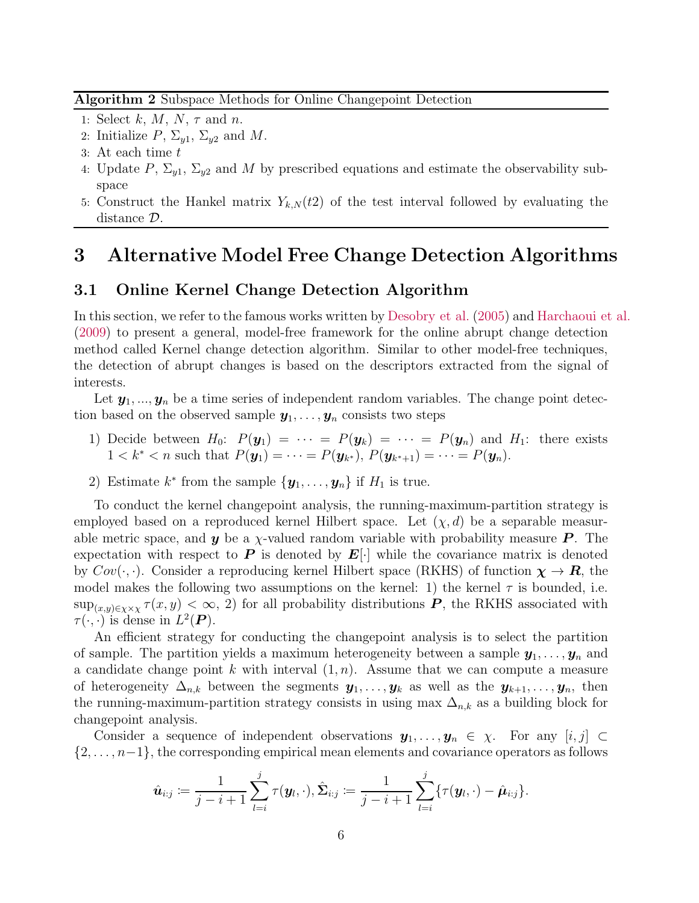**Algorithm 2** Subspace Methods for Online Changepoint Detection

1: Select $k$, $M$, $N$, $\tau$ and $n$.
2: Initialize $P$, $\Sigma_{y1}$, $\Sigma_{y2}$ and $M$.
3: At each time $t$
4: Update $P$, $\Sigma_{y1}$, $\Sigma_{y2}$ and $M$ by prescribed equations and estimate the observability subspace
5: Construct the Hankel matrix $Y_{k,N}(t2)$ of the test interval followed by evaluating the distance $\mathcal{D}$.

# 3 Alternative Model Free Change Detection Algorithms

## 3.1 Online Kernel Change Detection Algorithm

In this section, we refer to the famous works written by Desobry et al. (2005) and Harchaoui et al. (2009) to present a general, model-free framework for the online abrupt change detection method called Kernel change detection algorithm. Similar to other model-free techniques, the detection of abrupt changes is based on the descriptors extracted from the signal of interests.

Let $\boldsymbol{y}_1, ..., \boldsymbol{y}_n$ be a time series of independent random variables. The change point detection based on the observed sample $\boldsymbol{y}_1, \ldots, \boldsymbol{y}_n$ consists two steps

1) Decide between $H_0$: $P(\boldsymbol{y}_1) = \cdots = P(\boldsymbol{y}_k) = \cdots = P(\boldsymbol{y}_n)$ and $H_1$: there exists $1 < k^* < n$ such that $P(\boldsymbol{y}_1) = \cdots = P(\boldsymbol{y}_{k^*})$, $P(\boldsymbol{y}_{k^*+1}) = \cdots = P(\boldsymbol{y}_n)$.

2) Estimate $k^*$ from the sample $\{\boldsymbol{y}_1, \ldots, \boldsymbol{y}_n\}$ if $H_1$ is true.

To conduct the kernel changepoint analysis, the running-maximum-partition strategy is employed based on a reproduced kernel Hilbert space. Let $(\chi, d)$ be a separable measurable metric space, and $\boldsymbol{y}$ be a $\chi$-valued random variable with probability measure $\boldsymbol{P}$. The expectation with respect to $\boldsymbol{P}$ is denoted by $\boldsymbol{E}[\cdot]$ while the covariance matrix is denoted by $Cov(\cdot, \cdot)$. Consider a reproducing kernel Hilbert space (RKHS) of function $\boldsymbol{\chi} \to \boldsymbol{R}$, the model makes the following two assumptions on the kernel: 1) the kernel $\tau$ is bounded, i.e. $\sup_{(x,y)\in\chi\times\chi} \tau(x, y) < \infty$, 2) for all probability distributions $\boldsymbol{P}$, the RKHS associated with $\tau(\cdot, \cdot)$ is dense in $L^2(\boldsymbol{P})$.

An efficient strategy for conducting the changepoint analysis is to select the partition of sample. The partition yields a maximum heterogeneity between a sample $\boldsymbol{y}_1, \ldots, \boldsymbol{y}_n$ and a candidate change point $k$ with interval $(1, n)$. Assume that we can compute a measure of heterogeneity $\Delta_{n,k}$ between the segments $\boldsymbol{y}_1, \ldots, \boldsymbol{y}_k$ as well as the $\boldsymbol{y}_{k+1}, \ldots, \boldsymbol{y}_n$, then the running-maximum-partition strategy consists in using max $\Delta_{n,k}$ as a building block for changepoint analysis.

Consider a sequence of independent observations $\boldsymbol{y}_1, \ldots, \boldsymbol{y}_n \in \chi$. For any $[i, j] \subset \{2, \ldots, n-1\}$, the corresponding empirical mean elements and covariance operators as follows

$$\hat{\boldsymbol{u}}_{i:j} := \frac{1}{j-i+1} \sum_{l=i}^{j} \tau(\boldsymbol{y}_l, \cdot), \hat{\boldsymbol{\Sigma}}_{i:j} := \frac{1}{j-i+1} \sum_{l=i}^{j} \{\tau(\boldsymbol{y}_l, \cdot) - \hat{\boldsymbol{\mu}}_{i:j}\}.$$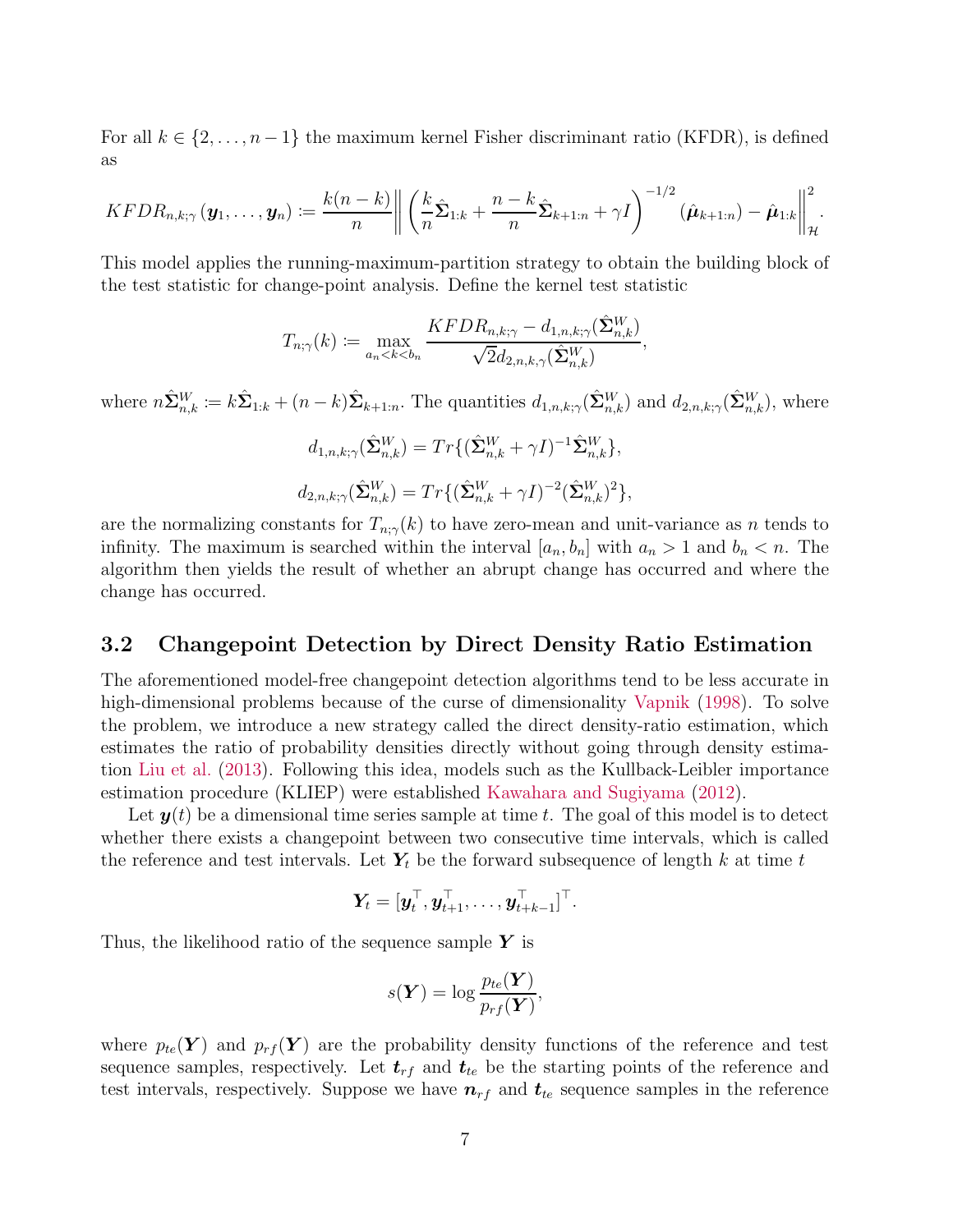For all $k \in \{2, \ldots, n-1\}$ the maximum kernel Fisher discriminant ratio (KFDR), is defined as

$$KFDR_{n,k;\gamma}(\boldsymbol{y}_1, \ldots, \boldsymbol{y}_n) \coloneqq \frac{k(n-k)}{n} \left\| \left( \frac{k}{n}\hat{\boldsymbol{\Sigma}}_{1:k} + \frac{n-k}{n}\hat{\boldsymbol{\Sigma}}_{k+1:n} + \gamma I \right)^{-1/2} (\hat{\boldsymbol{\mu}}_{k+1:n}) - \hat{\boldsymbol{\mu}}_{1:k} \right\|_{\mathcal{H}}^2.$$

This model applies the running-maximum-partition strategy to obtain the building block of the test statistic for change-point analysis. Define the kernel test statistic

$$T_{n;\gamma}(k) \coloneqq \max_{a_n < k < b_n} \frac{KFDR_{n,k;\gamma} - d_{1,n,k;\gamma}(\hat{\boldsymbol{\Sigma}}_{n,k}^W)}{\sqrt{2} d_{2,n,k,\gamma}(\hat{\boldsymbol{\Sigma}}_{n,k}^W)},$$

where $n\hat{\boldsymbol{\Sigma}}_{n,k}^W \coloneqq k\hat{\boldsymbol{\Sigma}}_{1:k} + (n-k)\hat{\boldsymbol{\Sigma}}_{k+1:n}$. The quantities $d_{1,n,k;\gamma}(\hat{\boldsymbol{\Sigma}}_{n,k}^W)$ and $d_{2,n,k;\gamma}(\hat{\boldsymbol{\Sigma}}_{n,k}^W)$, where

$$d_{1,n,k;\gamma}(\hat{\boldsymbol{\Sigma}}_{n,k}^W) = Tr\{(\hat{\boldsymbol{\Sigma}}_{n,k}^W + \gamma I)^{-1}\hat{\boldsymbol{\Sigma}}_{n,k}^W\},$$

$$d_{2,n,k;\gamma}(\hat{\boldsymbol{\Sigma}}_{n,k}^W) = Tr\{(\hat{\boldsymbol{\Sigma}}_{n,k}^W + \gamma I)^{-2}(\hat{\boldsymbol{\Sigma}}_{n,k}^W)^2\},$$

are the normalizing constants for $T_{n;\gamma}(k)$ to have zero-mean and unit-variance as $n$ tends to infinity. The maximum is searched within the interval $[a_n, b_n]$ with $a_n > 1$ and $b_n < n$. The algorithm then yields the result of whether an abrupt change has occurred and where the change has occurred.

### 3.2 Changepoint Detection by Direct Density Ratio Estimation

The aforementioned model-free changepoint detection algorithms tend to be less accurate in high-dimensional problems because of the curse of dimensionality Vapnik (1998). To solve the problem, we introduce a new strategy called the direct density-ratio estimation, which estimates the ratio of probability densities directly without going through density estimation Liu et al. (2013). Following this idea, models such as the Kullback-Leibler importance estimation procedure (KLIEP) were established Kawahara and Sugiyama (2012).

Let $\boldsymbol{y}(t)$ be a dimensional time series sample at time $t$. The goal of this model is to detect whether there exists a changepoint between two consecutive time intervals, which is called the reference and test intervals. Let $\boldsymbol{Y}_t$ be the forward subsequence of length $k$ at time $t$

$$\boldsymbol{Y}_t = [\boldsymbol{y}_t^\top, \boldsymbol{y}_{t+1}^\top, \ldots, \boldsymbol{y}_{t+k-1}^\top]^\top.$$

Thus, the likelihood ratio of the sequence sample $\boldsymbol{Y}$ is

$$s(\boldsymbol{Y}) = \log \frac{p_{te}(\boldsymbol{Y})}{p_{rf}(\boldsymbol{Y})},$$

where $p_{te}(\boldsymbol{Y})$ and $p_{rf}(\boldsymbol{Y})$ are the probability density functions of the reference and test sequence samples, respectively. Let $\boldsymbol{t}_{rf}$ and $\boldsymbol{t}_{te}$ be the starting points of the reference and test intervals, respectively. Suppose we have $\boldsymbol{n}_{rf}$ and $\boldsymbol{t}_{te}$ sequence samples in the reference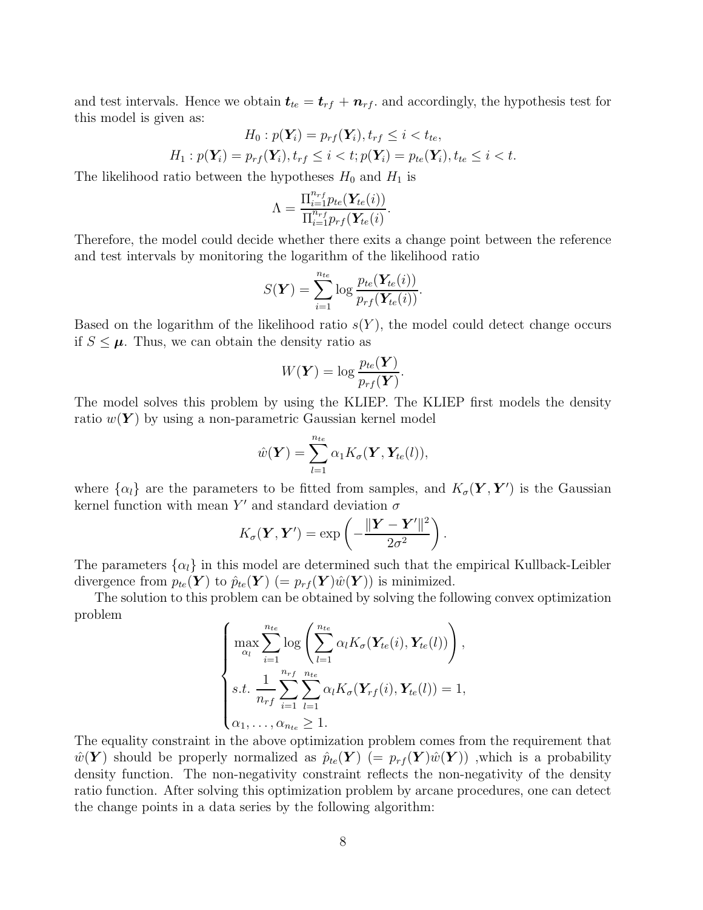and test intervals. Hence we obtain $\boldsymbol{t}_{te} = \boldsymbol{t}_{rf} + \boldsymbol{n}_{rf}$. and accordingly, the hypothesis test for this model is given as:

$$H_0 : p(\boldsymbol{Y}_i) = p_{rf}(\boldsymbol{Y}_i), t_{rf} \leq i < t_{te},$$

$$H_1 : p(\boldsymbol{Y}_i) = p_{rf}(\boldsymbol{Y}_i), t_{rf} \leq i < t; p(\boldsymbol{Y}_i) = p_{te}(\boldsymbol{Y}_i), t_{te} \leq i < t.$$

The likelihood ratio between the hypotheses $H_0$ and $H_1$ is

$$\Lambda = \frac{\Pi_{i=1}^{n_{rf}} p_{te}(\boldsymbol{Y}_{te}(i))}{\Pi_{i=1}^{n_{rf}} p_{rf}(\boldsymbol{Y}_{te}(i)}.$$

Therefore, the model could decide whether there exits a change point between the reference and test intervals by monitoring the logarithm of the likelihood ratio

$$S(\boldsymbol{Y}) = \sum_{i=1}^{n_{te}} \log \frac{p_{te}(\boldsymbol{Y}_{te}(i))}{p_{rf}(\boldsymbol{Y}_{te}(i))}.$$

Based on the logarithm of the likelihood ratio $s(Y)$, the model could detect change occurs if $S \leq \boldsymbol{\mu}$. Thus, we can obtain the density ratio as

$$W(\boldsymbol{Y}) = \log \frac{p_{te}(\boldsymbol{Y})}{p_{rf}(\boldsymbol{Y})}.$$

The model solves this problem by using the KLIEP. The KLIEP first models the density ratio $w(\boldsymbol{Y})$ by using a non-parametric Gaussian kernel model

$$\hat{w}(\boldsymbol{Y}) = \sum_{l=1}^{n_{te}} \alpha_1 K_\sigma(\boldsymbol{Y}, \boldsymbol{Y}_{te}(l)),$$

where $\{\alpha_l\}$ are the parameters to be fitted from samples, and $K_\sigma(\boldsymbol{Y}, \boldsymbol{Y}')$ is the Gaussian kernel function with mean $Y'$ and standard deviation $\sigma$

$$K_\sigma(\boldsymbol{Y}, \boldsymbol{Y}') = \exp\left(-\frac{\|\boldsymbol{Y} - \boldsymbol{Y}'\|^2}{2\sigma^2}\right).$$

The parameters $\{\alpha_l\}$ in this model are determined such that the empirical Kullback-Leibler divergence from $p_{te}(\boldsymbol{Y})$ to $\hat{p}_{te}(\boldsymbol{Y})$ $(= p_{rf}(\boldsymbol{Y})\hat{w}(\boldsymbol{Y}))$ is minimized.

The solution to this problem can be obtained by solving the following convex optimization problem

$$\begin{cases} \max\limits_{\alpha_l} \displaystyle\sum_{i=1}^{n_{te}} \log\left(\sum_{l=1}^{n_{te}} \alpha_l K_\sigma(\boldsymbol{Y}_{te}(i), \boldsymbol{Y}_{te}(l))\right), \\ s.t. \ \displaystyle\frac{1}{n_{rf}} \sum_{i=1}^{n_{rf}} \sum_{l=1}^{n_{te}} \alpha_l K_\sigma(\boldsymbol{Y}_{rf}(i), \boldsymbol{Y}_{te}(l)) = 1, \\ \alpha_1, \ldots, \alpha_{n_{te}} \geq 1. \end{cases}$$

The equality constraint in the above optimization problem comes from the requirement that $\hat{w}(\boldsymbol{Y})$ should be properly normalized as $\hat{p}_{te}(\boldsymbol{Y})$ $(= p_{rf}(\boldsymbol{Y})\hat{w}(\boldsymbol{Y}))$ ,which is a probability density function. The non-negativity constraint reflects the non-negativity of the density ratio function. After solving this optimization problem by arcane procedures, one can detect the change points in a data series by the following algorithm: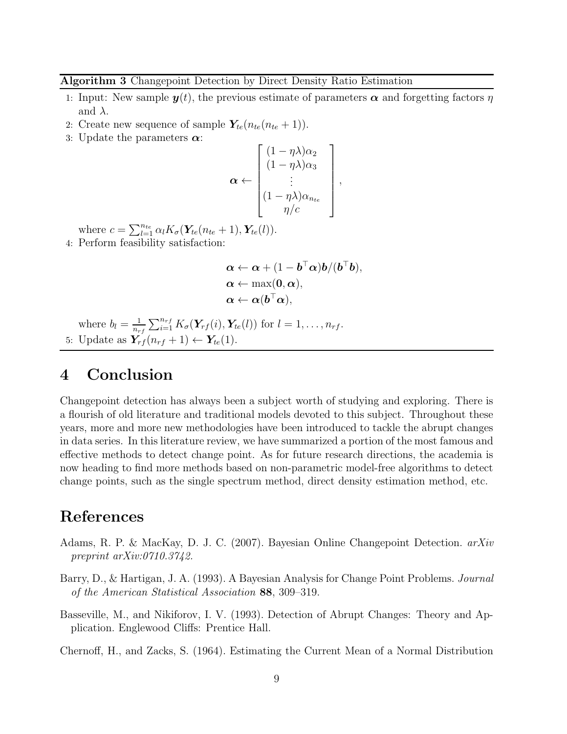**Algorithm 3** Changepoint Detection by Direct Density Ratio Estimation

1: Input: New sample $\boldsymbol{y}(t)$, the previous estimate of parameters $\boldsymbol{\alpha}$ and forgetting factors $\eta$ and $\lambda$.

2: Create new sequence of sample $\boldsymbol{Y}_{te}(n_{te}(n_{te}+1))$.

3: Update the parameters $\boldsymbol{\alpha}$:

$$\boldsymbol{\alpha} \leftarrow \begin{bmatrix} (1-\eta\lambda)\alpha_2 \\ (1-\eta\lambda)\alpha_3 \\ \vdots \\ (1-\eta\lambda)\alpha_{n_{te}} \\ \eta/c \end{bmatrix},$$

where $c = \sum_{l=1}^{n_{te}} \alpha_l K_\sigma(\boldsymbol{Y}_{te}(n_{te}+1), \boldsymbol{Y}_{te}(l))$.

4: Perform feasibility satisfaction:

$$\begin{aligned} &\boldsymbol{\alpha} \leftarrow \boldsymbol{\alpha} + (1 - \boldsymbol{b}^\top \boldsymbol{\alpha})\boldsymbol{b}/(\boldsymbol{b}^\top \boldsymbol{b}), \\ &\boldsymbol{\alpha} \leftarrow \max(\boldsymbol{0}, \boldsymbol{\alpha}), \\ &\boldsymbol{\alpha} \leftarrow \boldsymbol{\alpha}(\boldsymbol{b}^\top \boldsymbol{\alpha}), \end{aligned}$$

where $b_l = \frac{1}{n_{rf}} \sum_{i=1}^{n_{rf}} K_\sigma(\boldsymbol{Y}_{rf}(i), \boldsymbol{Y}_{te}(l))$ for $l = 1, \ldots, n_{rf}$.

5: Update as $\boldsymbol{Y}_{rf}(n_{rf}+1) \leftarrow \boldsymbol{Y}_{te}(1)$.

# 4 Conclusion

Changepoint detection has always been a subject worth of studying and exploring. There is a flourish of old literature and traditional models devoted to this subject. Throughout these years, more and more new methodologies have been introduced to tackle the abrupt changes in data series. In this literature review, we have summarized a portion of the most famous and effective methods to detect change point. As for future research directions, the academia is now heading to find more methods based on non-parametric model-free algorithms to detect change points, such as the single spectrum method, direct density estimation method, etc.

# References

Adams, R. P. & MacKay, D. J. C. (2007). Bayesian Online Changepoint Detection. *arXiv preprint arXiv:0710.3742.*

Barry, D., & Hartigan, J. A. (1993). A Bayesian Analysis for Change Point Problems. *Journal of the American Statistical Association* **88**, 309–319.

Basseville, M., and Nikiforov, I. V. (1993). Detection of Abrupt Changes: Theory and Application. Englewood Cliffs: Prentice Hall.

Chernoff, H., and Zacks, S. (1964). Estimating the Current Mean of a Normal Distribution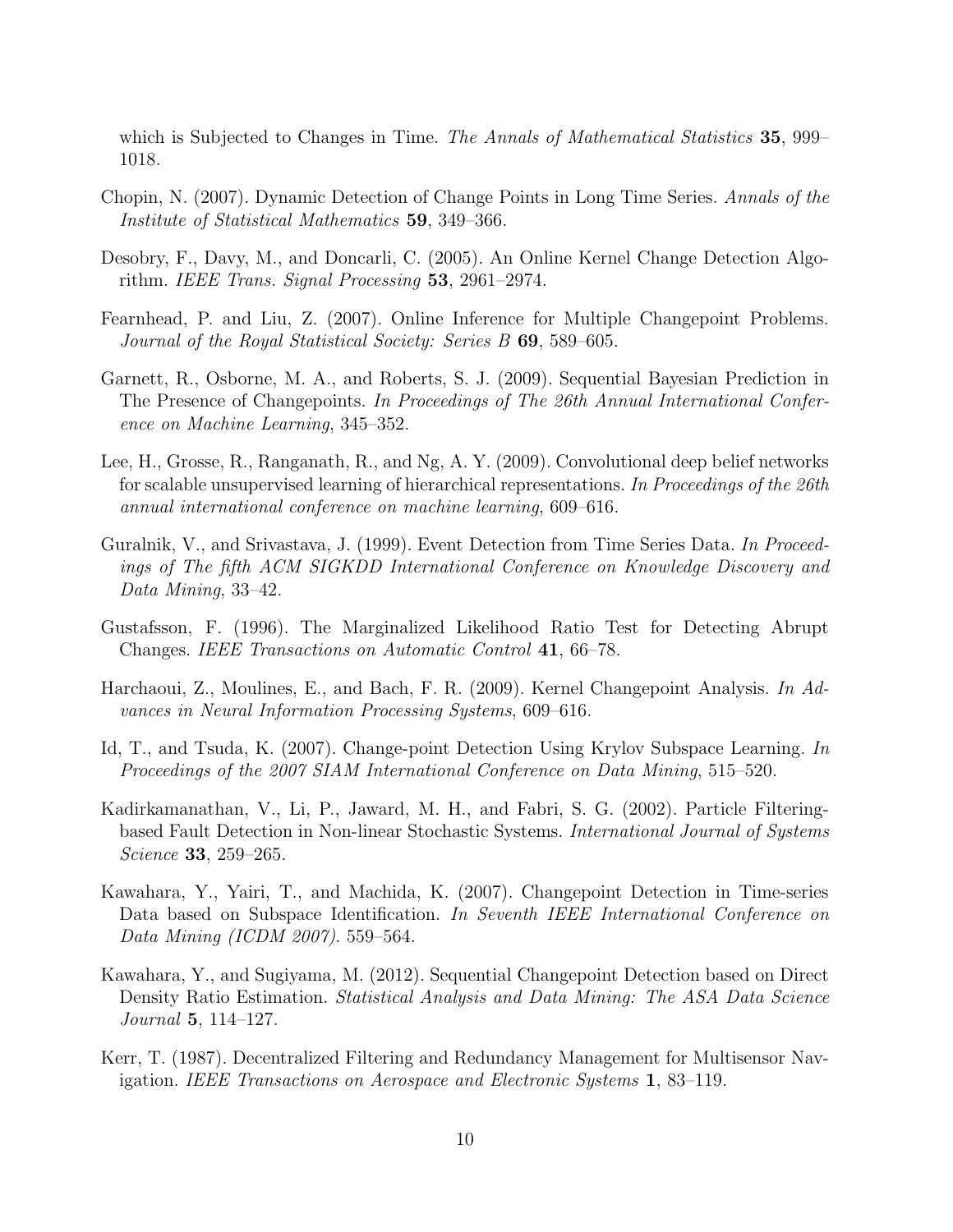which is Subjected to Changes in Time. *The Annals of Mathematical Statistics* **35**, 999–1018.

Chopin, N. (2007). Dynamic Detection of Change Points in Long Time Series. *Annals of the Institute of Statistical Mathematics* **59**, 349–366.

Desobry, F., Davy, M., and Doncarli, C. (2005). An Online Kernel Change Detection Algorithm. *IEEE Trans. Signal Processing* **53**, 2961–2974.

Fearnhead, P. and Liu, Z. (2007). Online Inference for Multiple Changepoint Problems. *Journal of the Royal Statistical Society: Series B* **69**, 589–605.

Garnett, R., Osborne, M. A., and Roberts, S. J. (2009). Sequential Bayesian Prediction in The Presence of Changepoints. *In Proceedings of The 26th Annual International Conference on Machine Learning*, 345–352.

Lee, H., Grosse, R., Ranganath, R., and Ng, A. Y. (2009). Convolutional deep belief networks for scalable unsupervised learning of hierarchical representations. *In Proceedings of the 26th annual international conference on machine learning*, 609–616.

Guralnik, V., and Srivastava, J. (1999). Event Detection from Time Series Data. *In Proceedings of The fifth ACM SIGKDD International Conference on Knowledge Discovery and Data Mining*, 33–42.

Gustafsson, F. (1996). The Marginalized Likelihood Ratio Test for Detecting Abrupt Changes. *IEEE Transactions on Automatic Control* **41**, 66–78.

Harchaoui, Z., Moulines, E., and Bach, F. R. (2009). Kernel Changepoint Analysis. *In Advances in Neural Information Processing Systems*, 609–616.

Id, T., and Tsuda, K. (2007). Change-point Detection Using Krylov Subspace Learning. *In Proceedings of the 2007 SIAM International Conference on Data Mining*, 515–520.

Kadirkamanathan, V., Li, P., Jaward, M. H., and Fabri, S. G. (2002). Particle Filtering-based Fault Detection in Non-linear Stochastic Systems. *International Journal of Systems Science* **33**, 259–265.

Kawahara, Y., Yairi, T., and Machida, K. (2007). Changepoint Detection in Time-series Data based on Subspace Identification. *In Seventh IEEE International Conference on Data Mining (ICDM 2007)*. 559–564.

Kawahara, Y., and Sugiyama, M. (2012). Sequential Changepoint Detection based on Direct Density Ratio Estimation. *Statistical Analysis and Data Mining: The ASA Data Science Journal* **5**, 114–127.

Kerr, T. (1987). Decentralized Filtering and Redundancy Management for Multisensor Navigation. *IEEE Transactions on Aerospace and Electronic Systems* **1**, 83–119.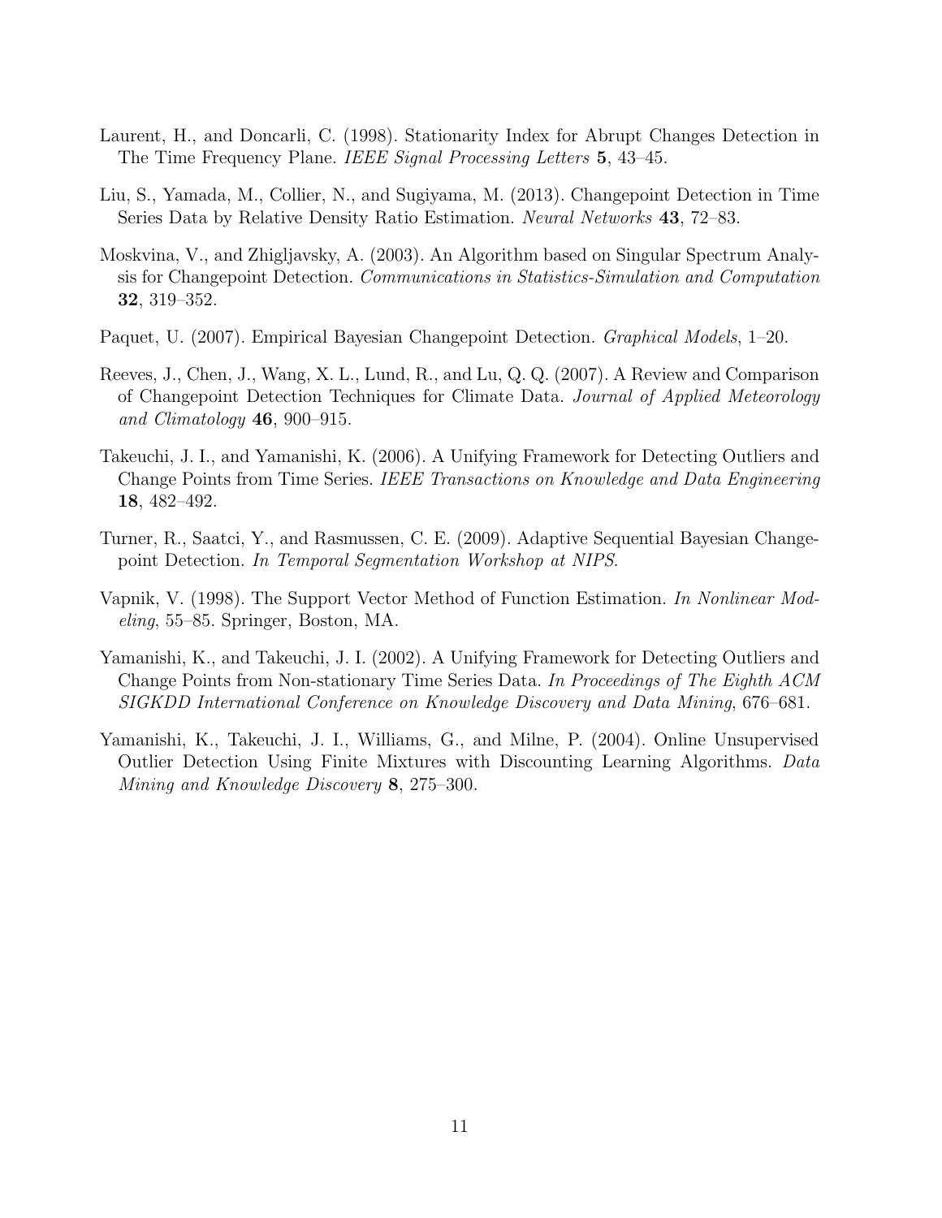Laurent, H., and Doncarli, C. (1998). Stationarity Index for Abrupt Changes Detection in The Time Frequency Plane. *IEEE Signal Processing Letters* **5**, 43–45.

Liu, S., Yamada, M., Collier, N., and Sugiyama, M. (2013). Changepoint Detection in Time Series Data by Relative Density Ratio Estimation. *Neural Networks* **43**, 72–83.

Moskvina, V., and Zhigljavsky, A. (2003). An Algorithm based on Singular Spectrum Analysis for Changepoint Detection. *Communications in Statistics-Simulation and Computation* **32**, 319–352.

Paquet, U. (2007). Empirical Bayesian Changepoint Detection. *Graphical Models*, 1–20.

Reeves, J., Chen, J., Wang, X. L., Lund, R., and Lu, Q. Q. (2007). A Review and Comparison of Changepoint Detection Techniques for Climate Data. *Journal of Applied Meteorology and Climatology* **46**, 900–915.

Takeuchi, J. I., and Yamanishi, K. (2006). A Unifying Framework for Detecting Outliers and Change Points from Time Series. *IEEE Transactions on Knowledge and Data Engineering* **18**, 482–492.

Turner, R., Saatci, Y., and Rasmussen, C. E. (2009). Adaptive Sequential Bayesian Changepoint Detection. *In Temporal Segmentation Workshop at NIPS*.

Vapnik, V. (1998). The Support Vector Method of Function Estimation. *In Nonlinear Modeling*, 55–85. Springer, Boston, MA.

Yamanishi, K., and Takeuchi, J. I. (2002). A Unifying Framework for Detecting Outliers and Change Points from Non-stationary Time Series Data. *In Proceedings of The Eighth ACM SIGKDD International Conference on Knowledge Discovery and Data Mining*, 676–681.

Yamanishi, K., Takeuchi, J. I., Williams, G., and Milne, P. (2004). Online Unsupervised Outlier Detection Using Finite Mixtures with Discounting Learning Algorithms. *Data Mining and Knowledge Discovery* **8**, 275–300.